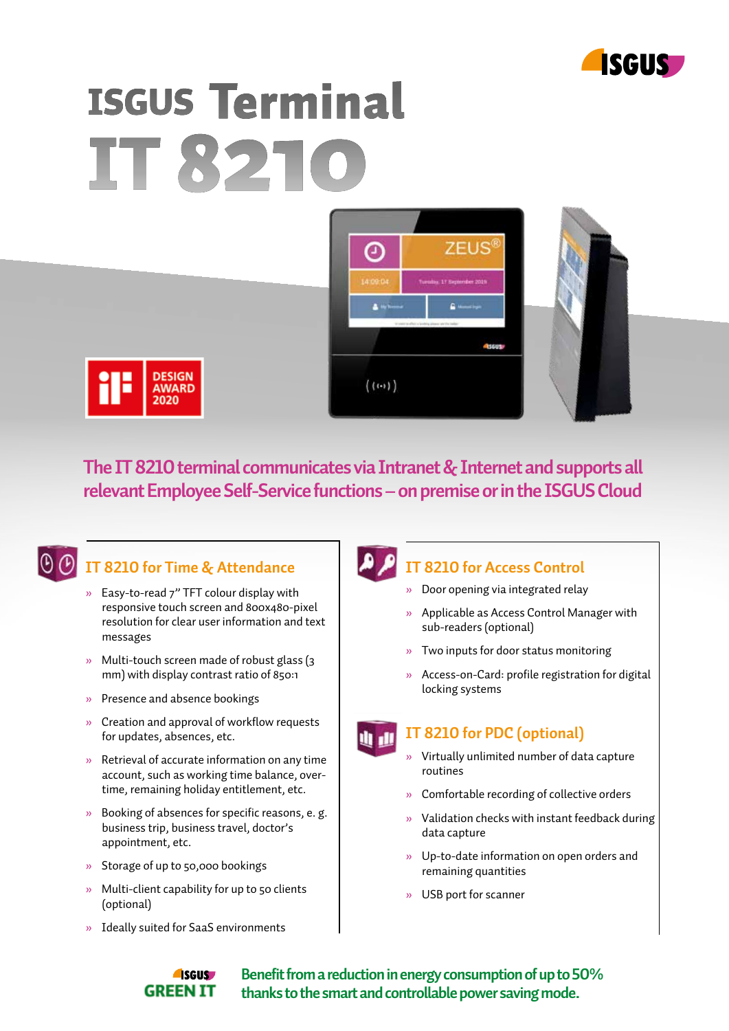# ISGUS Terminal IT 8210

DESIGN AWARD 2020

**The IT 8210 terminal communicates via Intranet & Internet and supports all relevant Employee Self-Service functions – on premise or in the ISGUS Cloud**

## IT 8210 for Time & Attendance

- Easy-to-read 7" TFT colour display with responsive touch screen and 800x480-pixel resolution for clear user information and text messages
- Multi-touch screen made of robust glass (3 mm) with display contrast ratio of 850:1
- Presence and absence bookings
- Creation and approval of workflow requests for updates, absences, etc.
- Retrieval of accurate information on any time account, such as working time balance, overtime, remaining holiday entitlement, etc.
- Booking of absences for specific reasons, e. g. business trip, business travel, doctor's appointment, etc.
- Storage of up to 50,000 bookings
- Multi-client capability for up to 50 clients (optional)
- Ideally suited for SaaS environments

## IT 8210 for Access Control

- Door opening via integrated relay
- Applicable as Access Control Manager with sub-readers (optional)
- Two inputs for door status monitoring
- Access-on-Card: profile registration for digital locking systems

## IT 8210 for PDC (optional)

- Virtually unlimited number of data capture routines
- Comfortable recording of collective orders
- Validation checks with instant feedback during data capture
- Up-to-date information on open orders and remaining quantities
- USB port for scanner

ISGUS GREEN IT

**Benefit from a reduction in energy consumption of up to 50% thanks to the smart and controllable power saving mode.**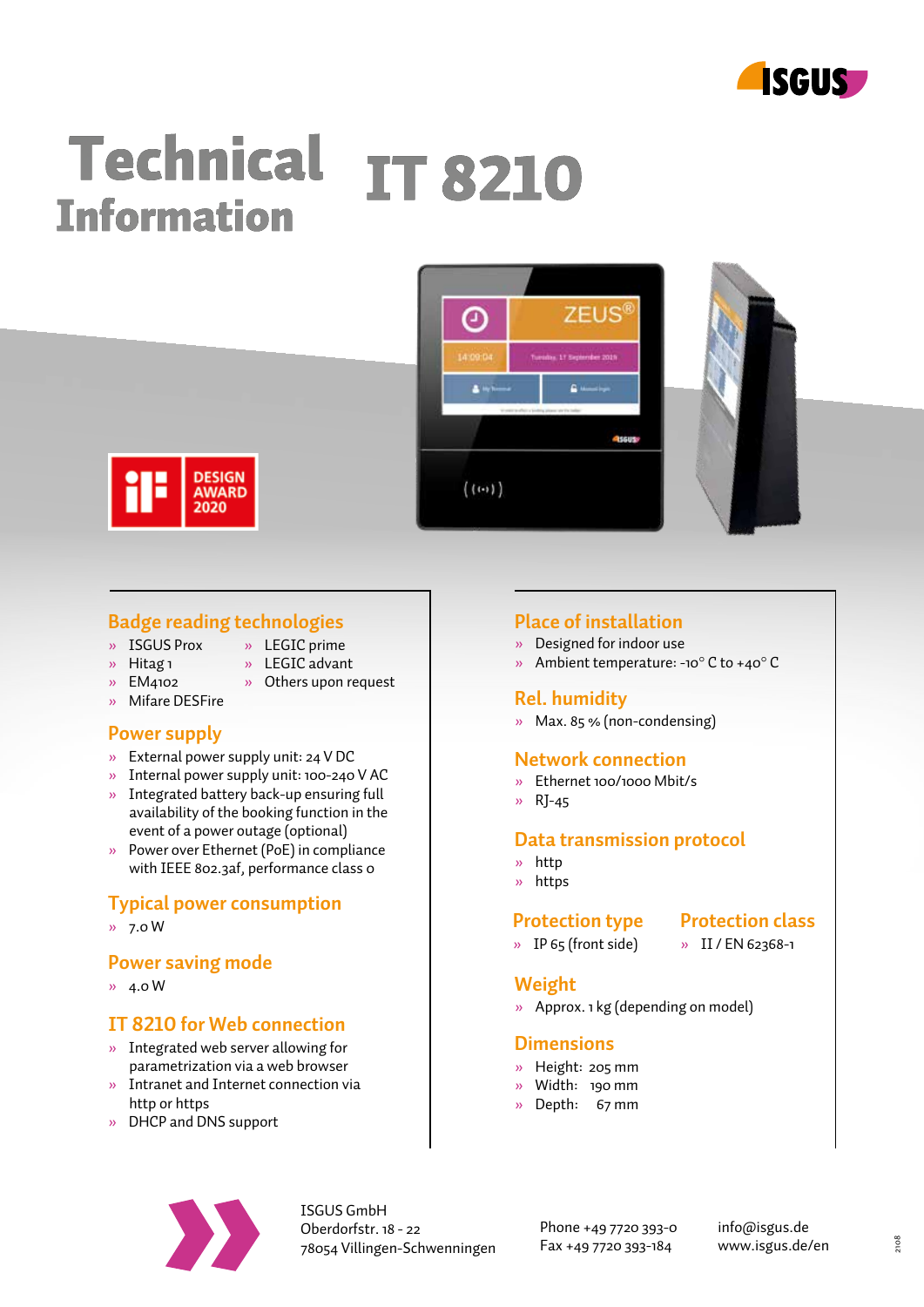# Technical Information IT 8210

## Badge reading technologies

- ISGUS Prox
- Hitag 1
- EM4102
- Mifare DESFire
- LEGIC prime
- LEGIC advant
- Others upon request

## Power supply

- External power supply unit: 24 V DC
- Internal power supply unit: 100-240 V AC
- Integrated battery back-up ensuring full availability of the booking function in the event of a power outage (optional)
- Power over Ethernet (PoE) in compliance with IEEE 802.3af, performance class 0

## Typical power consumption

- 7.0 W

## Power saving mode

- 4.0 W

## IT 8210 for Web connection

- Integrated web server allowing for parametrization via a web browser
- Intranet and Internet connection via http or https
- DHCP and DNS support

## Place of installation

- Designed for indoor use
- Ambient temperature: -10° C to +40° C

## Rel. humidity

- Max. 85 % (non-condensing)

## Network connection

- Ethernet 100/1000 Mbit/s
- RJ-45

## Data transmission protocol

- http
- https

## Protection type

- IP 65 (front side)

## Protection class

- II / EN 62368-1

## Weight

- Approx. 1 kg (depending on model)

## Dimensions

- Height: 205 mm
- Width: 190 mm
- Depth: 67 mm

ISGUS GmbH
Oberdorfstr. 18 - 22
78054 Villingen-Schwenningen

Phone +49 7720 393-0
Fax +49 7720 393-184

info@isgus.de
www.isgus.de/en